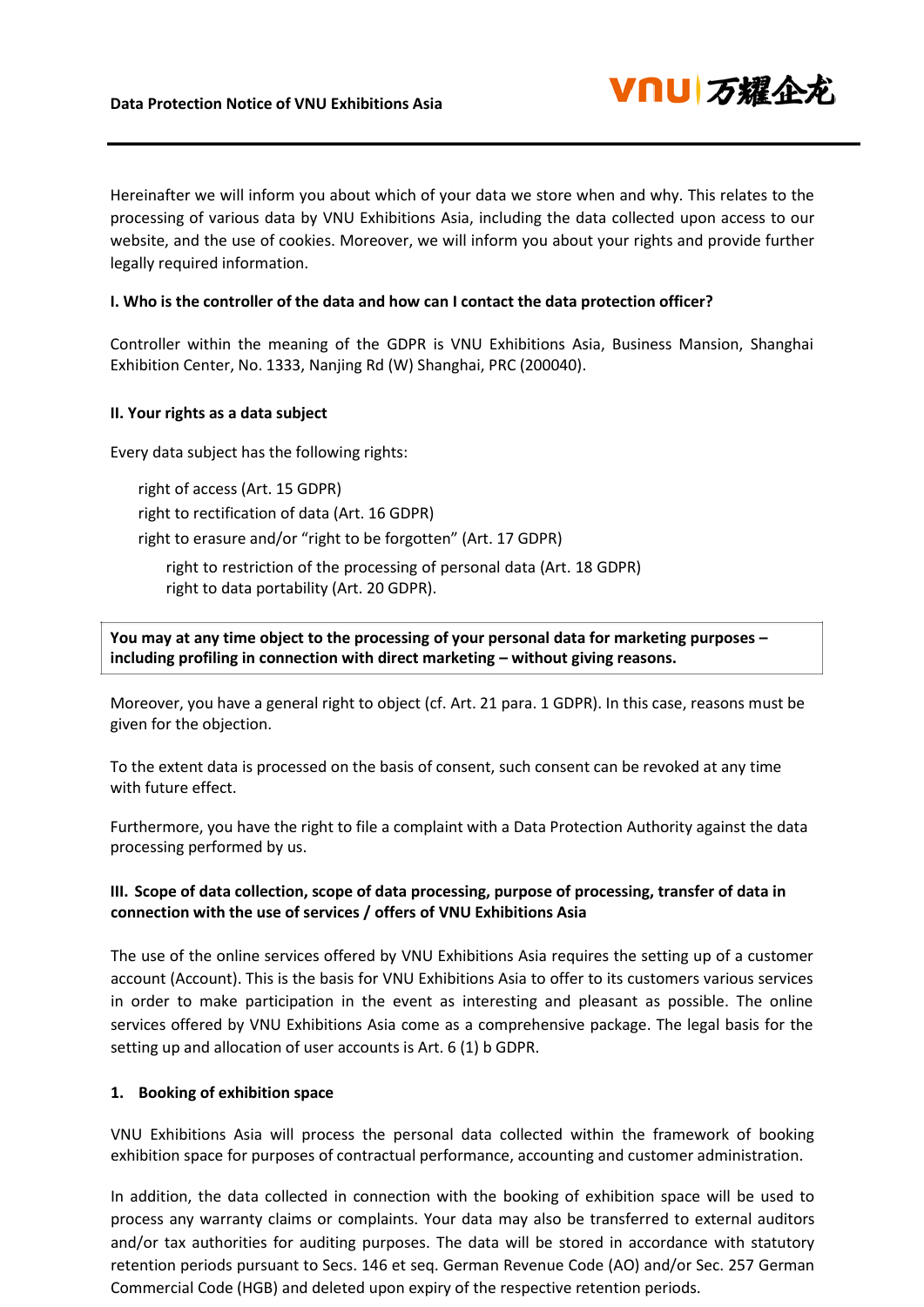# Data Protection Notice of VNU Exhibitions Asia

Hereinafter we will inform you about which of your data we store when and why. This relates to the processing of various data by VNU Exhibitions Asia, including the data collected upon access to our website, and the use of cookies. Moreover, we will inform you about your rights and provide further legally required information.

## I. Who is the controller of the data and how can I contact the data protection officer?

Controller within the meaning of the GDPR is VNU Exhibitions Asia, Business Mansion, Shanghai Exhibition Center, No. 1333, Nanjing Rd (W) Shanghai, PRC (200040).

## II. Your rights as a data subject

Every data subject has the following rights:

- right of access (Art. 15 GDPR)
- right to rectification of data (Art. 16 GDPR)
- right to erasure and/or "right to be forgotten" (Art. 17 GDPR)
- right to restriction of the processing of personal data (Art. 18 GDPR)
- right to data portability (Art. 20 GDPR).

**You may at any time object to the processing of your personal data for marketing purposes – including profiling in connection with direct marketing – without giving reasons.**

Moreover, you have a general right to object (cf. Art. 21 para. 1 GDPR). In this case, reasons must be given for the objection.

To the extent data is processed on the basis of consent, such consent can be revoked at any time with future effect.

Furthermore, you have the right to file a complaint with a Data Protection Authority against the data processing performed by us.

## III. Scope of data collection, scope of data processing, purpose of processing, transfer of data in connection with the use of services / offers of VNU Exhibitions Asia

The use of the online services offered by VNU Exhibitions Asia requires the setting up of a customer account (Account). This is the basis for VNU Exhibitions Asia to offer to its customers various services in order to make participation in the event as interesting and pleasant as possible. The online services offered by VNU Exhibitions Asia come as a comprehensive package. The legal basis for the setting up and allocation of user accounts is Art. 6 (1) b GDPR.

### 1. Booking of exhibition space

VNU Exhibitions Asia will process the personal data collected within the framework of booking exhibition space for purposes of contractual performance, accounting and customer administration.

In addition, the data collected in connection with the booking of exhibition space will be used to process any warranty claims or complaints. Your data may also be transferred to external auditors and/or tax authorities for auditing purposes. The data will be stored in accordance with statutory retention periods pursuant to Secs. 146 et seq. German Revenue Code (AO) and/or Sec. 257 German Commercial Code (HGB) and deleted upon expiry of the respective retention periods.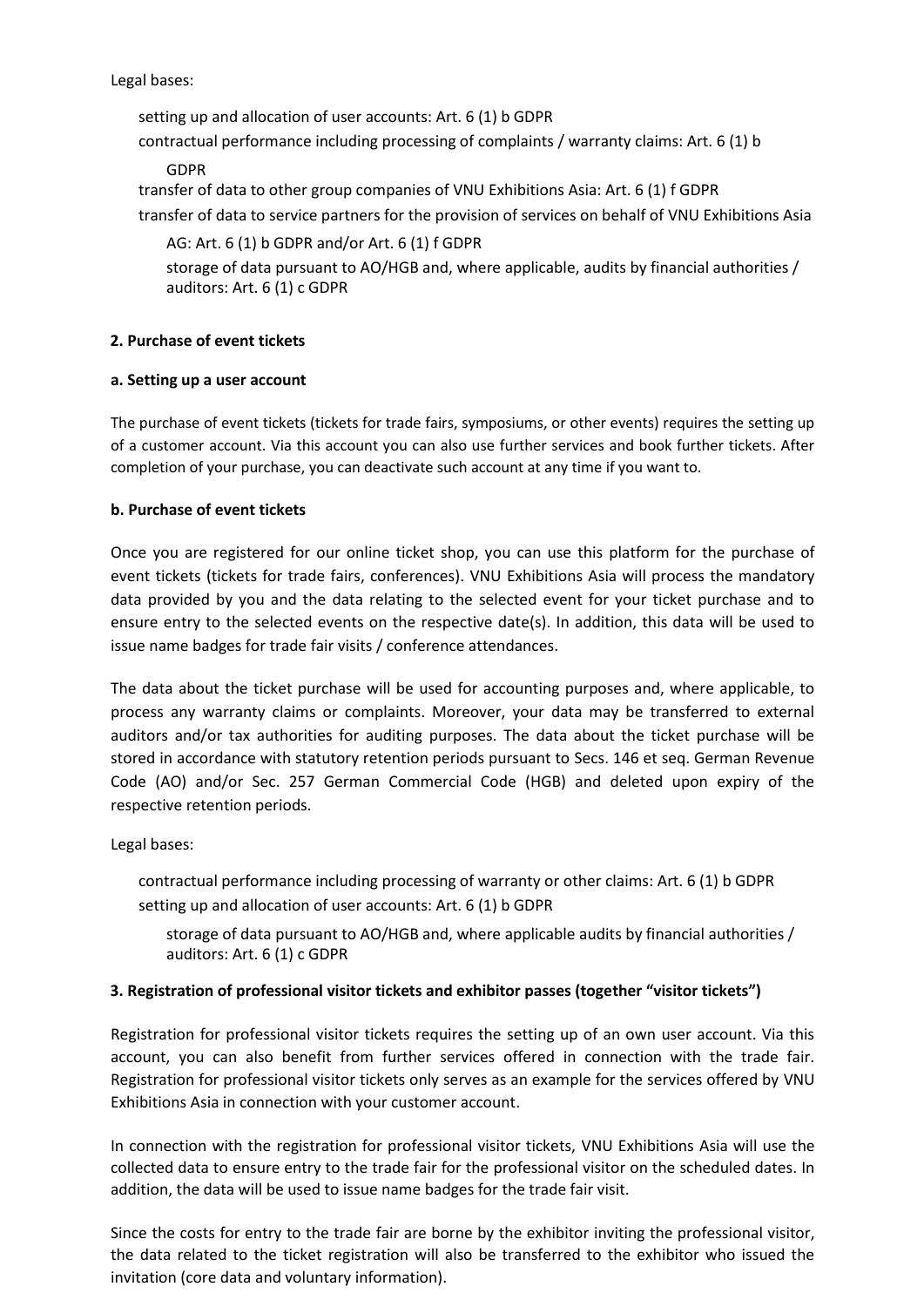Legal bases:

- setting up and allocation of user accounts: Art. 6 (1) b GDPR
- contractual performance including processing of complaints / warranty claims: Art. 6 (1) b GDPR
- transfer of data to other group companies of VNU Exhibitions Asia: Art. 6 (1) f GDPR
- transfer of data to service partners for the provision of services on behalf of VNU Exhibitions Asia AG: Art. 6 (1) b GDPR and/or Art. 6 (1) f GDPR
- storage of data pursuant to AO/HGB and, where applicable, audits by financial authorities / auditors: Art. 6 (1) c GDPR

**2. Purchase of event tickets**

**a. Setting up a user account**

The purchase of event tickets (tickets for trade fairs, symposiums, or other events) requires the setting up of a customer account. Via this account you can also use further services and book further tickets. After completion of your purchase, you can deactivate such account at any time if you want to.

**b. Purchase of event tickets**

Once you are registered for our online ticket shop, you can use this platform for the purchase of event tickets (tickets for trade fairs, conferences). VNU Exhibitions Asia will process the mandatory data provided by you and the data relating to the selected event for your ticket purchase and to ensure entry to the selected events on the respective date(s). In addition, this data will be used to issue name badges for trade fair visits / conference attendances.

The data about the ticket purchase will be used for accounting purposes and, where applicable, to process any warranty claims or complaints. Moreover, your data may be transferred to external auditors and/or tax authorities for auditing purposes. The data about the ticket purchase will be stored in accordance with statutory retention periods pursuant to Secs. 146 et seq. German Revenue Code (AO) and/or Sec. 257 German Commercial Code (HGB) and deleted upon expiry of the respective retention periods.

Legal bases:

- contractual performance including processing of warranty or other claims: Art. 6 (1) b GDPR
- setting up and allocation of user accounts: Art. 6 (1) b GDPR
- storage of data pursuant to AO/HGB and, where applicable audits by financial authorities / auditors: Art. 6 (1) c GDPR

**3. Registration of professional visitor tickets and exhibitor passes (together "visitor tickets")**

Registration for professional visitor tickets requires the setting up of an own user account. Via this account, you can also benefit from further services offered in connection with the trade fair. Registration for professional visitor tickets only serves as an example for the services offered by VNU Exhibitions Asia in connection with your customer account.

In connection with the registration for professional visitor tickets, VNU Exhibitions Asia will use the collected data to ensure entry to the trade fair for the professional visitor on the scheduled dates. In addition, the data will be used to issue name badges for the trade fair visit.

Since the costs for entry to the trade fair are borne by the exhibitor inviting the professional visitor, the data related to the ticket registration will also be transferred to the exhibitor who issued the invitation (core data and voluntary information).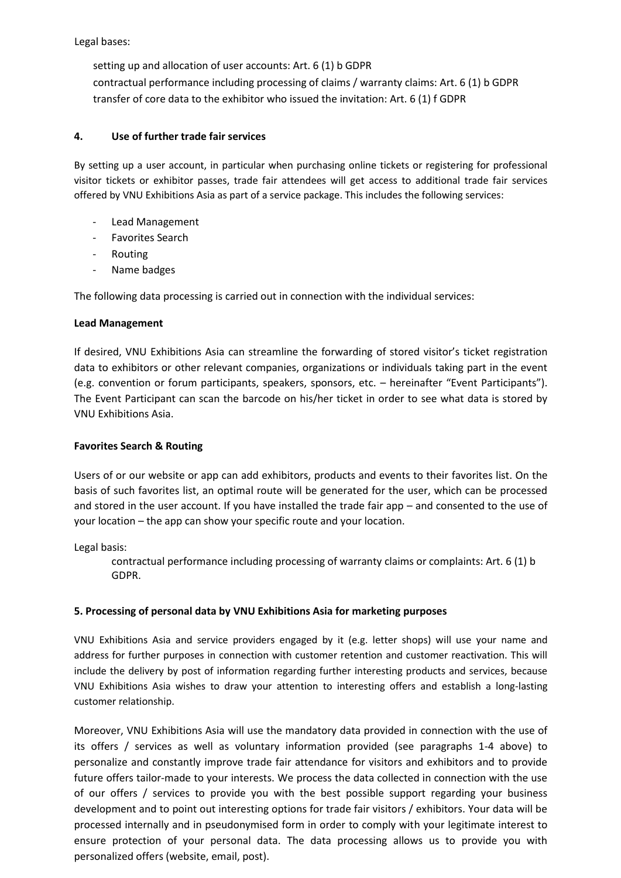Legal bases:

setting up and allocation of user accounts: Art. 6 (1) b GDPR
contractual performance including processing of claims / warranty claims: Art. 6 (1) b GDPR
transfer of core data to the exhibitor who issued the invitation: Art. 6 (1) f GDPR

## 4. Use of further trade fair services

By setting up a user account, in particular when purchasing online tickets or registering for professional visitor tickets or exhibitor passes, trade fair attendees will get access to additional trade fair services offered by VNU Exhibitions Asia as part of a service package. This includes the following services:

- Lead Management
- Favorites Search
- Routing
- Name badges

The following data processing is carried out in connection with the individual services:

**Lead Management**

If desired, VNU Exhibitions Asia can streamline the forwarding of stored visitor's ticket registration data to exhibitors or other relevant companies, organizations or individuals taking part in the event (e.g. convention or forum participants, speakers, sponsors, etc. – hereinafter "Event Participants"). The Event Participant can scan the barcode on his/her ticket in order to see what data is stored by VNU Exhibitions Asia.

**Favorites Search & Routing**

Users of or our website or app can add exhibitors, products and events to their favorites list. On the basis of such favorites list, an optimal route will be generated for the user, which can be processed and stored in the user account. If you have installed the trade fair app – and consented to the use of your location – the app can show your specific route and your location.

Legal basis:

contractual performance including processing of warranty claims or complaints: Art. 6 (1) b GDPR.

## 5. Processing of personal data by VNU Exhibitions Asia for marketing purposes

VNU Exhibitions Asia and service providers engaged by it (e.g. letter shops) will use your name and address for further purposes in connection with customer retention and customer reactivation. This will include the delivery by post of information regarding further interesting products and services, because VNU Exhibitions Asia wishes to draw your attention to interesting offers and establish a long-lasting customer relationship.

Moreover, VNU Exhibitions Asia will use the mandatory data provided in connection with the use of its offers / services as well as voluntary information provided (see paragraphs 1-4 above) to personalize and constantly improve trade fair attendance for visitors and exhibitors and to provide future offers tailor-made to your interests. We process the data collected in connection with the use of our offers / services to provide you with the best possible support regarding your business development and to point out interesting options for trade fair visitors / exhibitors. Your data will be processed internally and in pseudonymised form in order to comply with your legitimate interest to ensure protection of your personal data. The data processing allows us to provide you with personalized offers (website, email, post).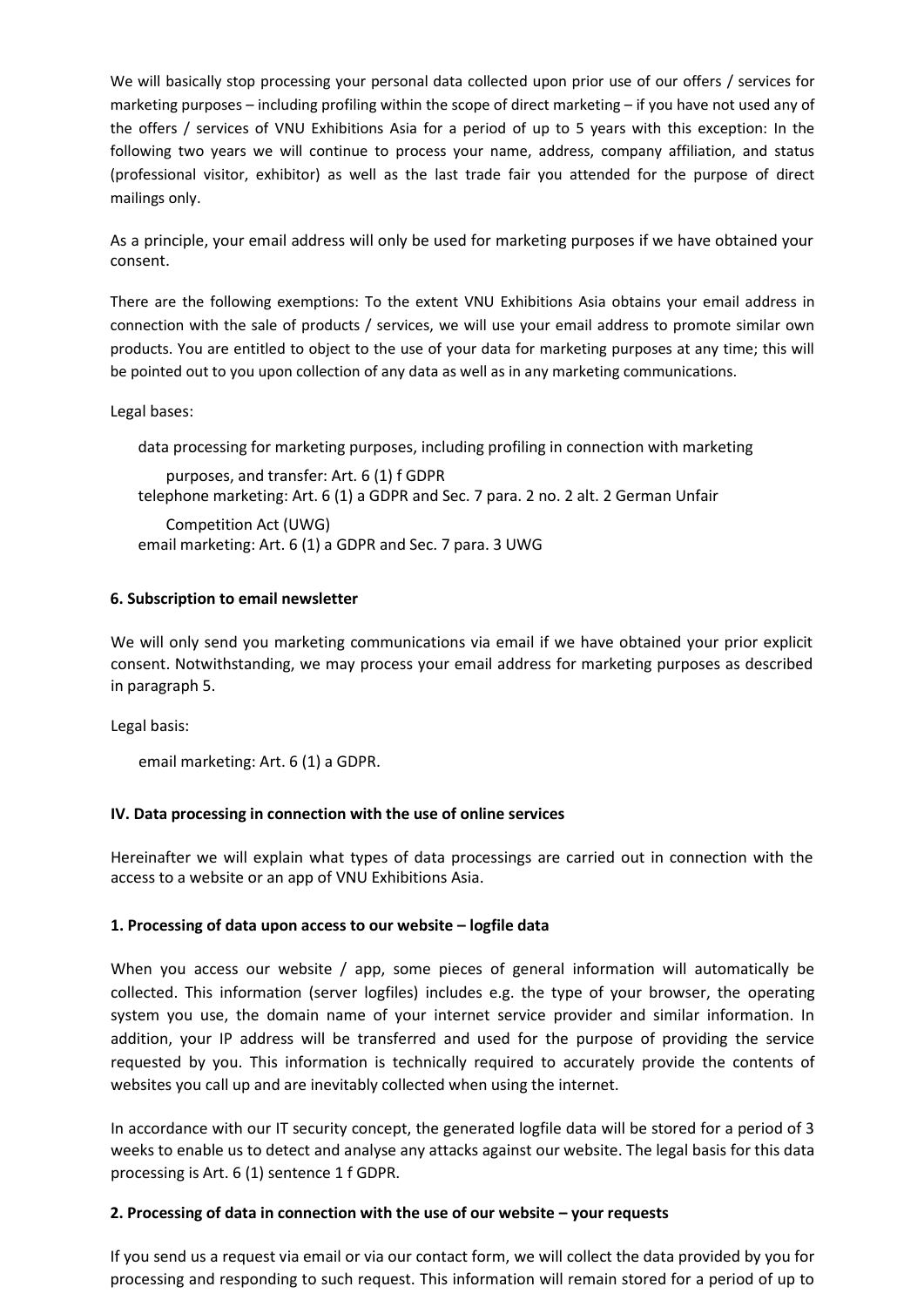We will basically stop processing your personal data collected upon prior use of our offers / services for marketing purposes – including profiling within the scope of direct marketing – if you have not used any of the offers / services of VNU Exhibitions Asia for a period of up to 5 years with this exception: In the following two years we will continue to process your name, address, company affiliation, and status (professional visitor, exhibitor) as well as the last trade fair you attended for the purpose of direct mailings only.

As a principle, your email address will only be used for marketing purposes if we have obtained your consent.

There are the following exemptions: To the extent VNU Exhibitions Asia obtains your email address in connection with the sale of products / services, we will use your email address to promote similar own products. You are entitled to object to the use of your data for marketing purposes at any time; this will be pointed out to you upon collection of any data as well as in any marketing communications.

Legal bases:

- data processing for marketing purposes, including profiling in connection with marketing purposes, and transfer: Art. 6 (1) f GDPR
- telephone marketing: Art. 6 (1) a GDPR and Sec. 7 para. 2 no. 2 alt. 2 German Unfair Competition Act (UWG)
- email marketing: Art. 6 (1) a GDPR and Sec. 7 para. 3 UWG

#### 6. Subscription to email newsletter

We will only send you marketing communications via email if we have obtained your prior explicit consent. Notwithstanding, we may process your email address for marketing purposes as described in paragraph 5.

Legal basis:

- email marketing: Art. 6 (1) a GDPR.

### IV. Data processing in connection with the use of online services

Hereinafter we will explain what types of data processings are carried out in connection with the access to a website or an app of VNU Exhibitions Asia.

#### 1. Processing of data upon access to our website – logfile data

When you access our website / app, some pieces of general information will automatically be collected. This information (server logfiles) includes e.g. the type of your browser, the operating system you use, the domain name of your internet service provider and similar information. In addition, your IP address will be transferred and used for the purpose of providing the service requested by you. This information is technically required to accurately provide the contents of websites you call up and are inevitably collected when using the internet.

In accordance with our IT security concept, the generated logfile data will be stored for a period of 3 weeks to enable us to detect and analyse any attacks against our website. The legal basis for this data processing is Art. 6 (1) sentence 1 f GDPR.

#### 2. Processing of data in connection with the use of our website – your requests

If you send us a request via email or via our contact form, we will collect the data provided by you for processing and responding to such request. This information will remain stored for a period of up to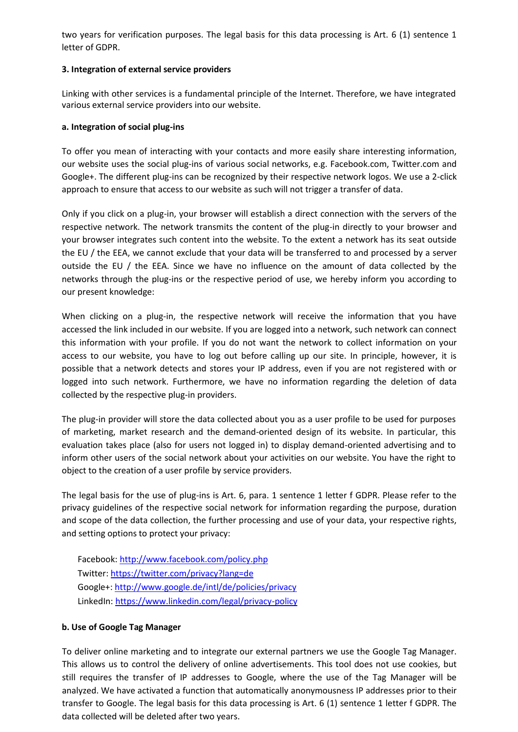two years for verification purposes. The legal basis for this data processing is Art. 6 (1) sentence 1 letter of GDPR.

### 3. Integration of external service providers

Linking with other services is a fundamental principle of the Internet. Therefore, we have integrated various external service providers into our website.

#### a. Integration of social plug-ins

To offer you mean of interacting with your contacts and more easily share interesting information, our website uses the social plug-ins of various social networks, e.g. Facebook.com, Twitter.com and Google+. The different plug-ins can be recognized by their respective network logos. We use a 2-click approach to ensure that access to our website as such will not trigger a transfer of data.

Only if you click on a plug-in, your browser will establish a direct connection with the servers of the respective network. The network transmits the content of the plug-in directly to your browser and your browser integrates such content into the website. To the extent a network has its seat outside the EU / the EEA, we cannot exclude that your data will be transferred to and processed by a server outside the EU / the EEA. Since we have no influence on the amount of data collected by the networks through the plug-ins or the respective period of use, we hereby inform you according to our present knowledge:

When clicking on a plug-in, the respective network will receive the information that you have accessed the link included in our website. If you are logged into a network, such network can connect this information with your profile. If you do not want the network to collect information on your access to our website, you have to log out before calling up our site. In principle, however, it is possible that a network detects and stores your IP address, even if you are not registered with or logged into such network. Furthermore, we have no information regarding the deletion of data collected by the respective plug-in providers.

The plug-in provider will store the data collected about you as a user profile to be used for purposes of marketing, market research and the demand-oriented design of its website. In particular, this evaluation takes place (also for users not logged in) to display demand-oriented advertising and to inform other users of the social network about your activities on our website. You have the right to object to the creation of a user profile by service providers.

The legal basis for the use of plug-ins is Art. 6, para. 1 sentence 1 letter f GDPR. Please refer to the privacy guidelines of the respective social network for information regarding the purpose, duration and scope of the data collection, the further processing and use of your data, your respective rights, and setting options to protect your privacy:

Facebook: http://www.facebook.com/policy.php
Twitter: https://twitter.com/privacy?lang=de
Google+: http://www.google.de/intl/de/policies/privacy
LinkedIn: https://www.linkedin.com/legal/privacy-policy

#### b. Use of Google Tag Manager

To deliver online marketing and to integrate our external partners we use the Google Tag Manager. This allows us to control the delivery of online advertisements. This tool does not use cookies, but still requires the transfer of IP addresses to Google, where the use of the Tag Manager will be analyzed. We have activated a function that automatically anonymousness IP addresses prior to their transfer to Google. The legal basis for this data processing is Art. 6 (1) sentence 1 letter f GDPR. The data collected will be deleted after two years.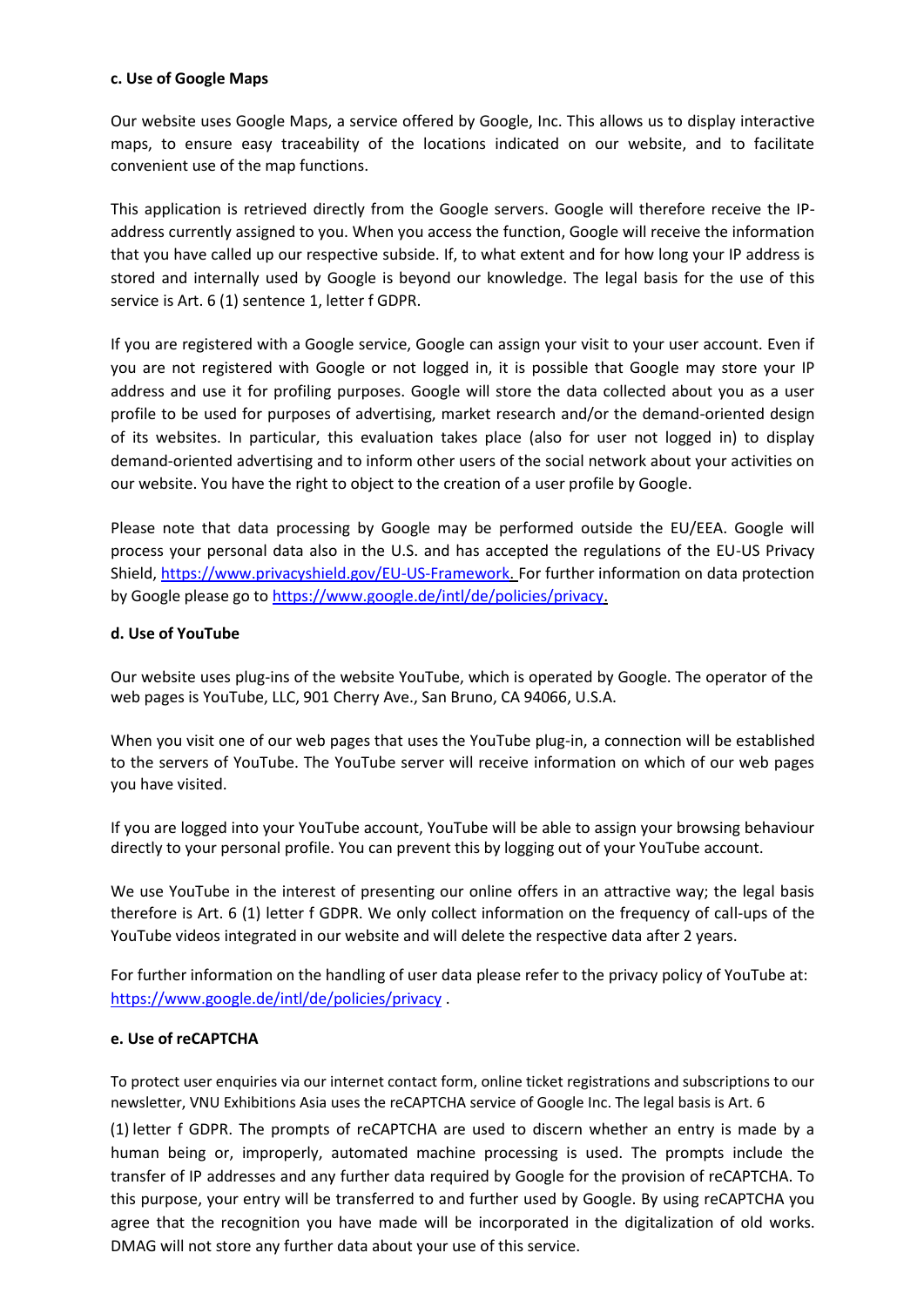**c. Use of Google Maps**

Our website uses Google Maps, a service offered by Google, Inc. This allows us to display interactive maps, to ensure easy traceability of the locations indicated on our website, and to facilitate convenient use of the map functions.

This application is retrieved directly from the Google servers. Google will therefore receive the IP-address currently assigned to you. When you access the function, Google will receive the information that you have called up our respective subside. If, to what extent and for how long your IP address is stored and internally used by Google is beyond our knowledge. The legal basis for the use of this service is Art. 6 (1) sentence 1, letter f GDPR.

If you are registered with a Google service, Google can assign your visit to your user account. Even if you are not registered with Google or not logged in, it is possible that Google may store your IP address and use it for profiling purposes. Google will store the data collected about you as a user profile to be used for purposes of advertising, market research and/or the demand-oriented design of its websites. In particular, this evaluation takes place (also for user not logged in) to display demand-oriented advertising and to inform other users of the social network about your activities on our website. You have the right to object to the creation of a user profile by Google.

Please note that data processing by Google may be performed outside the EU/EEA. Google will process your personal data also in the U.S. and has accepted the regulations of the EU-US Privacy Shield, https://www.privacyshield.gov/EU-US-Framework. For further information on data protection by Google please go to https://www.google.de/intl/de/policies/privacy.

**d. Use of YouTube**

Our website uses plug-ins of the website YouTube, which is operated by Google. The operator of the web pages is YouTube, LLC, 901 Cherry Ave., San Bruno, CA 94066, U.S.A.

When you visit one of our web pages that uses the YouTube plug-in, a connection will be established to the servers of YouTube. The YouTube server will receive information on which of our web pages you have visited.

If you are logged into your YouTube account, YouTube will be able to assign your browsing behaviour directly to your personal profile. You can prevent this by logging out of your YouTube account.

We use YouTube in the interest of presenting our online offers in an attractive way; the legal basis therefore is Art. 6 (1) letter f GDPR. We only collect information on the frequency of call-ups of the YouTube videos integrated in our website and will delete the respective data after 2 years.

For further information on the handling of user data please refer to the privacy policy of YouTube at: https://www.google.de/intl/de/policies/privacy .

**e. Use of reCAPTCHA**

To protect user enquiries via our internet contact form, online ticket registrations and subscriptions to our newsletter, VNU Exhibitions Asia uses the reCAPTCHA service of Google Inc. The legal basis is Art. 6 (1) letter f GDPR. The prompts of reCAPTCHA are used to discern whether an entry is made by a human being or, improperly, automated machine processing is used. The prompts include the transfer of IP addresses and any further data required by Google for the provision of reCAPTCHA. To this purpose, your entry will be transferred to and further used by Google. By using reCAPTCHA you agree that the recognition you have made will be incorporated in the digitalization of old works. DMAG will not store any further data about your use of this service.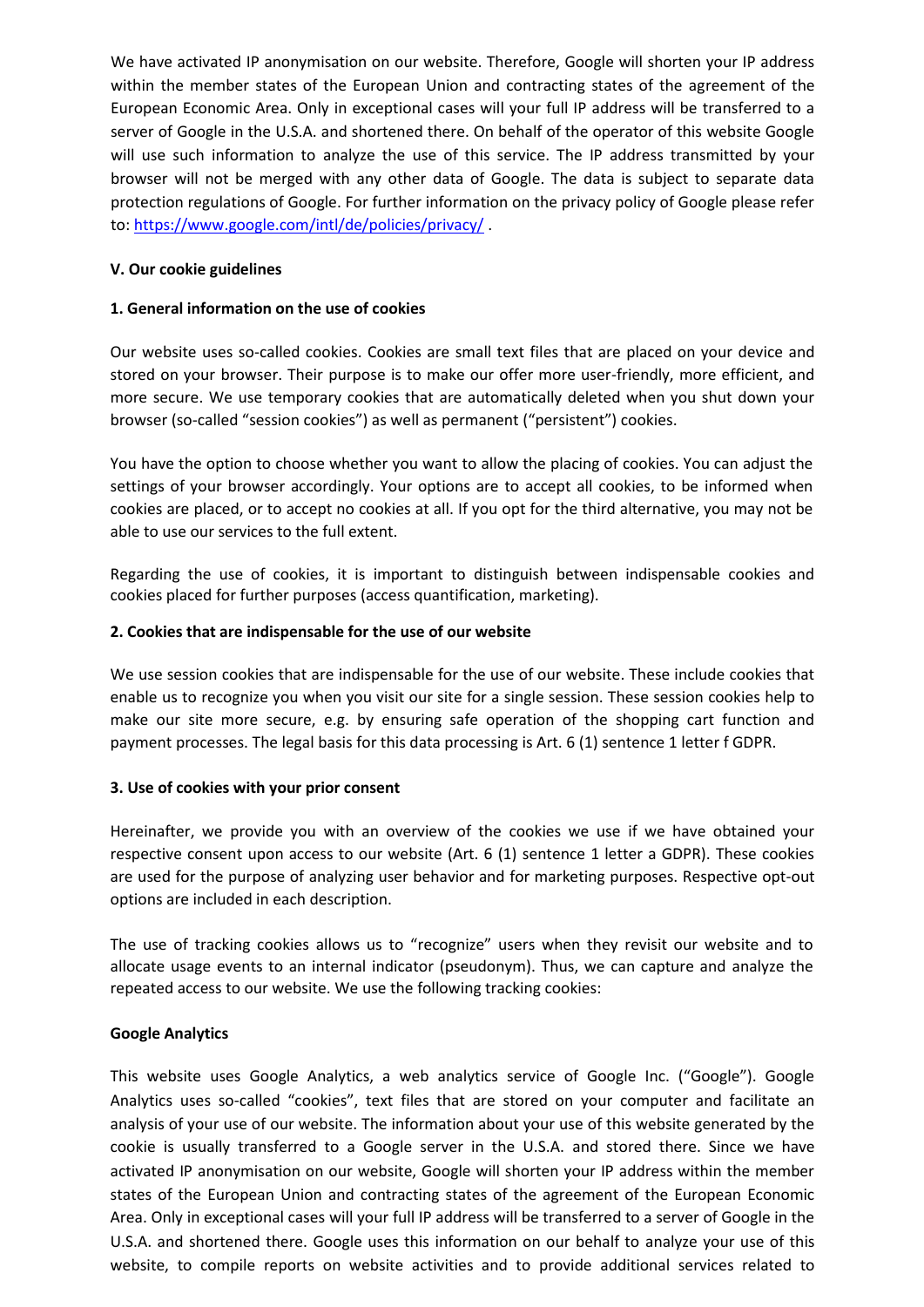We have activated IP anonymisation on our website. Therefore, Google will shorten your IP address within the member states of the European Union and contracting states of the agreement of the European Economic Area. Only in exceptional cases will your full IP address will be transferred to a server of Google in the U.S.A. and shortened there. On behalf of the operator of this website Google will use such information to analyze the use of this service. The IP address transmitted by your browser will not be merged with any other data of Google. The data is subject to separate data protection regulations of Google. For further information on the privacy policy of Google please refer to: [https://www.google.com/intl/de/policies/privacy/](https://www.google.com/intl/de/policies/privacy/) .

**V. Our cookie guidelines**

**1. General information on the use of cookies**

Our website uses so-called cookies. Cookies are small text files that are placed on your device and stored on your browser. Their purpose is to make our offer more user-friendly, more efficient, and more secure. We use temporary cookies that are automatically deleted when you shut down your browser (so-called "session cookies") as well as permanent ("persistent") cookies.

You have the option to choose whether you want to allow the placing of cookies. You can adjust the settings of your browser accordingly. Your options are to accept all cookies, to be informed when cookies are placed, or to accept no cookies at all. If you opt for the third alternative, you may not be able to use our services to the full extent.

Regarding the use of cookies, it is important to distinguish between indispensable cookies and cookies placed for further purposes (access quantification, marketing).

**2. Cookies that are indispensable for the use of our website**

We use session cookies that are indispensable for the use of our website. These include cookies that enable us to recognize you when you visit our site for a single session. These session cookies help to make our site more secure, e.g. by ensuring safe operation of the shopping cart function and payment processes. The legal basis for this data processing is Art. 6 (1) sentence 1 letter f GDPR.

**3. Use of cookies with your prior consent**

Hereinafter, we provide you with an overview of the cookies we use if we have obtained your respective consent upon access to our website (Art. 6 (1) sentence 1 letter a GDPR). These cookies are used for the purpose of analyzing user behavior and for marketing purposes. Respective opt-out options are included in each description.

The use of tracking cookies allows us to "recognize" users when they revisit our website and to allocate usage events to an internal indicator (pseudonym). Thus, we can capture and analyze the repeated access to our website. We use the following tracking cookies:

**Google Analytics**

This website uses Google Analytics, a web analytics service of Google Inc. ("Google"). Google Analytics uses so-called "cookies", text files that are stored on your computer and facilitate an analysis of your use of our website. The information about your use of this website generated by the cookie is usually transferred to a Google server in the U.S.A. and stored there. Since we have activated IP anonymisation on our website, Google will shorten your IP address within the member states of the European Union and contracting states of the agreement of the European Economic Area. Only in exceptional cases will your full IP address will be transferred to a server of Google in the U.S.A. and shortened there. Google uses this information on our behalf to analyze your use of this website, to compile reports on website activities and to provide additional services related to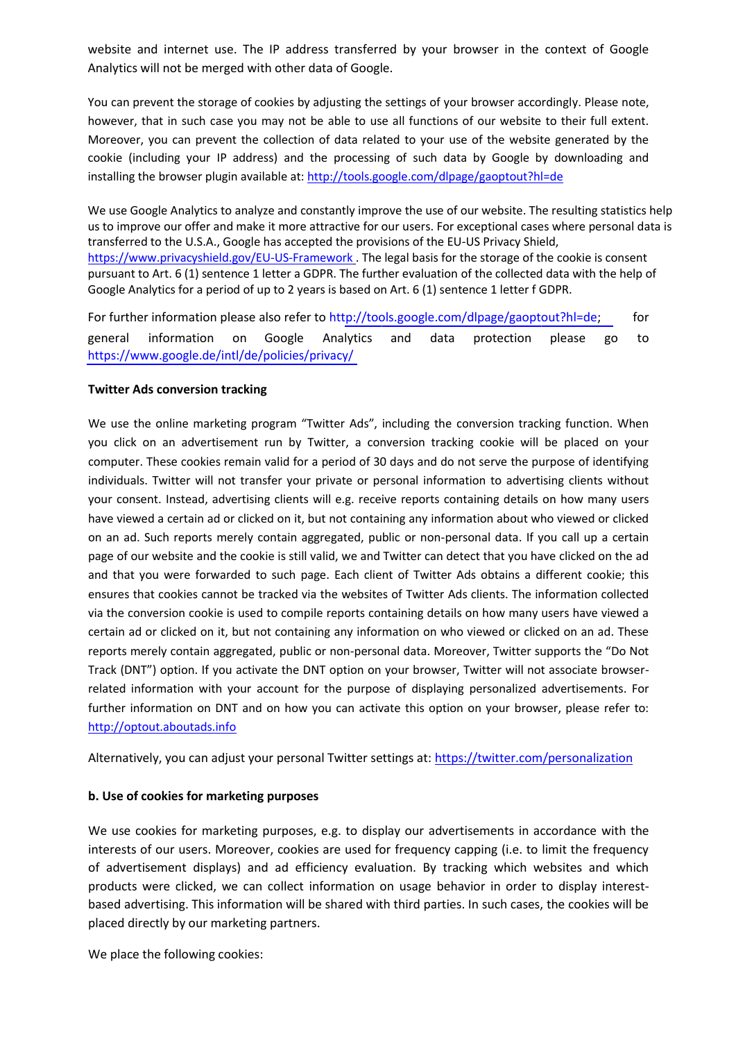website and internet use. The IP address transferred by your browser in the context of Google Analytics will not be merged with other data of Google.

You can prevent the storage of cookies by adjusting the settings of your browser accordingly. Please note, however, that in such case you may not be able to use all functions of our website to their full extent. Moreover, you can prevent the collection of data related to your use of the website generated by the cookie (including your IP address) and the processing of such data by Google by downloading and installing the browser plugin available at: http://tools.google.com/dlpage/gaoptout?hl=de

We use Google Analytics to analyze and constantly improve the use of our website. The resulting statistics help us to improve our offer and make it more attractive for our users. For exceptional cases where personal data is transferred to the U.S.A., Google has accepted the provisions of the EU-US Privacy Shield, https://www.privacyshield.gov/EU-US-Framework . The legal basis for the storage of the cookie is consent pursuant to Art. 6 (1) sentence 1 letter a GDPR. The further evaluation of the collected data with the help of Google Analytics for a period of up to 2 years is based on Art. 6 (1) sentence 1 letter f GDPR.

For further information please also refer to http://tools.google.com/dlpage/gaoptout?hl=de; for general information on Google Analytics and data protection please go to https://www.google.de/intl/de/policies/privacy/

**Twitter Ads conversion tracking**

We use the online marketing program “Twitter Ads”, including the conversion tracking function. When you click on an advertisement run by Twitter, a conversion tracking cookie will be placed on your computer. These cookies remain valid for a period of 30 days and do not serve the purpose of identifying individuals. Twitter will not transfer your private or personal information to advertising clients without your consent. Instead, advertising clients will e.g. receive reports containing details on how many users have viewed a certain ad or clicked on it, but not containing any information about who viewed or clicked on an ad. Such reports merely contain aggregated, public or non-personal data. If you call up a certain page of our website and the cookie is still valid, we and Twitter can detect that you have clicked on the ad and that you were forwarded to such page. Each client of Twitter Ads obtains a different cookie; this ensures that cookies cannot be tracked via the websites of Twitter Ads clients. The information collected via the conversion cookie is used to compile reports containing details on how many users have viewed a certain ad or clicked on it, but not containing any information on who viewed or clicked on an ad. These reports merely contain aggregated, public or non-personal data. Moreover, Twitter supports the “Do Not Track (DNT”) option. If you activate the DNT option on your browser, Twitter will not associate browser-related information with your account for the purpose of displaying personalized advertisements. For further information on DNT and on how you can activate this option on your browser, please refer to: http://optout.aboutads.info

Alternatively, you can adjust your personal Twitter settings at: https://twitter.com/personalization

**b. Use of cookies for marketing purposes**

We use cookies for marketing purposes, e.g. to display our advertisements in accordance with the interests of our users. Moreover, cookies are used for frequency capping (i.e. to limit the frequency of advertisement displays) and ad efficiency evaluation. By tracking which websites and which products were clicked, we can collect information on usage behavior in order to display interest-based advertising. This information will be shared with third parties. In such cases, the cookies will be placed directly by our marketing partners.

We place the following cookies: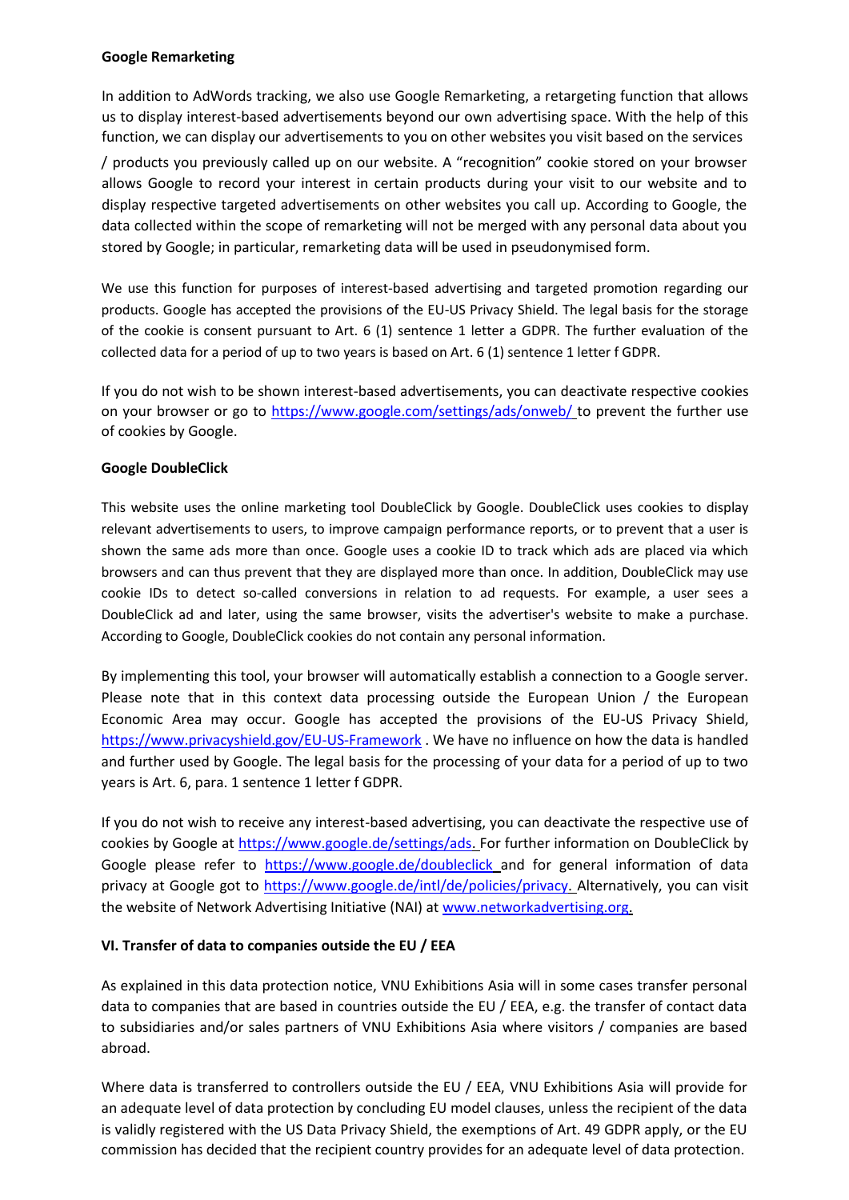**Google Remarketing**

In addition to AdWords tracking, we also use Google Remarketing, a retargeting function that allows us to display interest-based advertisements beyond our own advertising space. With the help of this function, we can display our advertisements to you on other websites you visit based on the services / products you previously called up on our website. A "recognition" cookie stored on your browser allows Google to record your interest in certain products during your visit to our website and to display respective targeted advertisements on other websites you call up. According to Google, the data collected within the scope of remarketing will not be merged with any personal data about you stored by Google; in particular, remarketing data will be used in pseudonymised form.

We use this function for purposes of interest-based advertising and targeted promotion regarding our products. Google has accepted the provisions of the EU-US Privacy Shield. The legal basis for the storage of the cookie is consent pursuant to Art. 6 (1) sentence 1 letter a GDPR. The further evaluation of the collected data for a period of up to two years is based on Art. 6 (1) sentence 1 letter f GDPR.

If you do not wish to be shown interest-based advertisements, you can deactivate respective cookies on your browser or go to https://www.google.com/settings/ads/onweb/ to prevent the further use of cookies by Google.

**Google DoubleClick**

This website uses the online marketing tool DoubleClick by Google. DoubleClick uses cookies to display relevant advertisements to users, to improve campaign performance reports, or to prevent that a user is shown the same ads more than once. Google uses a cookie ID to track which ads are placed via which browsers and can thus prevent that they are displayed more than once. In addition, DoubleClick may use cookie IDs to detect so-called conversions in relation to ad requests. For example, a user sees a DoubleClick ad and later, using the same browser, visits the advertiser's website to make a purchase. According to Google, DoubleClick cookies do not contain any personal information.

By implementing this tool, your browser will automatically establish a connection to a Google server. Please note that in this context data processing outside the European Union / the European Economic Area may occur. Google has accepted the provisions of the EU-US Privacy Shield, https://www.privacyshield.gov/EU-US-Framework . We have no influence on how the data is handled and further used by Google. The legal basis for the processing of your data for a period of up to two years is Art. 6, para. 1 sentence 1 letter f GDPR.

If you do not wish to receive any interest-based advertising, you can deactivate the respective use of cookies by Google at https://www.google.de/settings/ads. For further information on DoubleClick by Google please refer to https://www.google.de/doubleclick and for general information of data privacy at Google got to https://www.google.de/intl/de/policies/privacy. Alternatively, you can visit the website of Network Advertising Initiative (NAI) at www.networkadvertising.org.

**VI. Transfer of data to companies outside the EU / EEA**

As explained in this data protection notice, VNU Exhibitions Asia will in some cases transfer personal data to companies that are based in countries outside the EU / EEA, e.g. the transfer of contact data to subsidiaries and/or sales partners of VNU Exhibitions Asia where visitors / companies are based abroad.

Where data is transferred to controllers outside the EU / EEA, VNU Exhibitions Asia will provide for an adequate level of data protection by concluding EU model clauses, unless the recipient of the data is validly registered with the US Data Privacy Shield, the exemptions of Art. 49 GDPR apply, or the EU commission has decided that the recipient country provides for an adequate level of data protection.